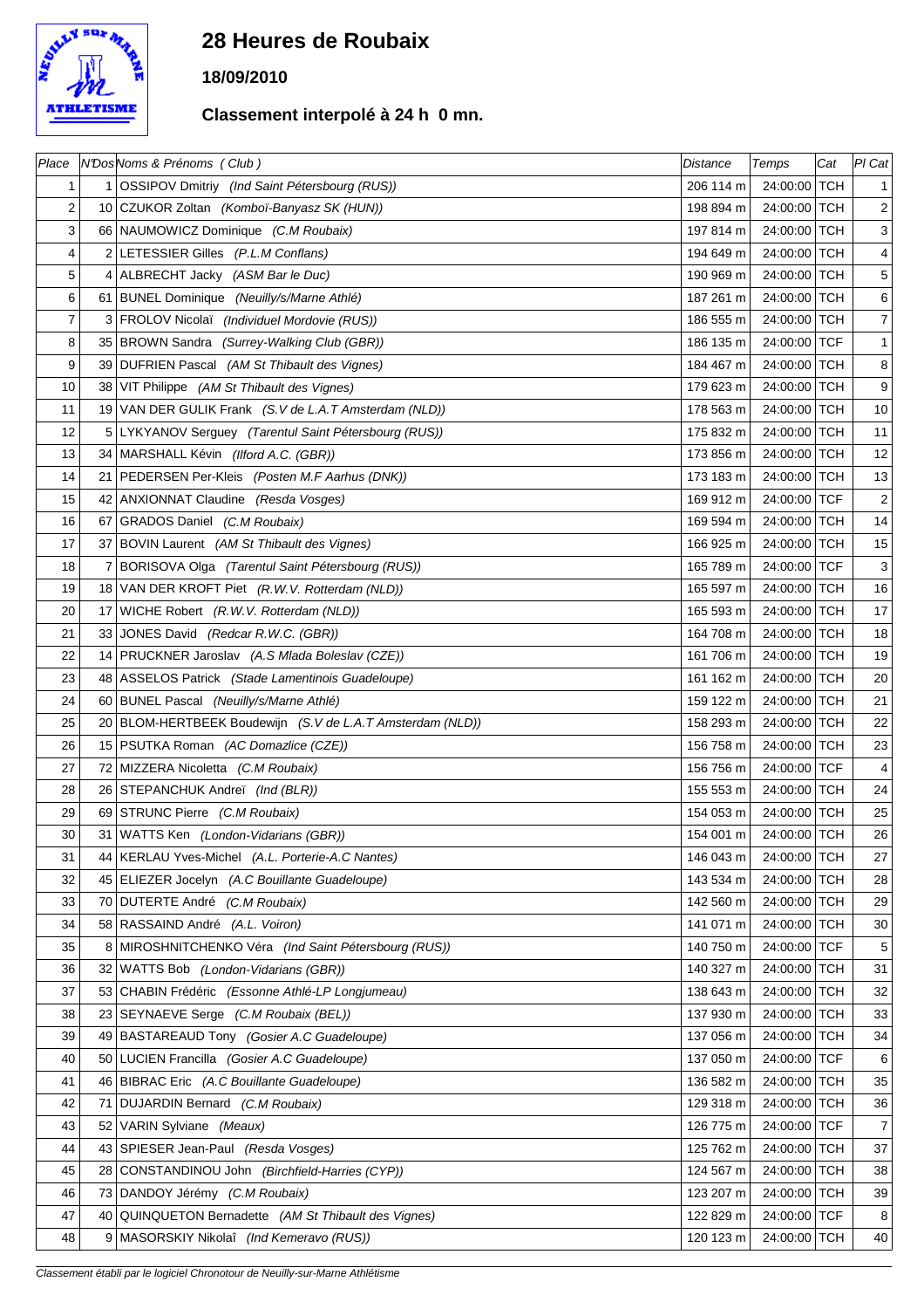# 28 Heures de Roubaix

**18/09/2010**

**Classement interpolé à 24 h 0 mn.**

| Place | N°Dos | Noms & Prénoms ( Club ) | Distance | Temps | Cat | Pl Cat |
|---|---|---|---|---|---|---|
| 1 | 1 | OSSIPOV Dmitriy *(Ind Saint Pétersbourg (RUS))* | 206 114 m | 24:00:00 | TCH | 1 |
| 2 | 10 | CZUKOR Zoltan *(Komboï-Banyasz SK (HUN))* | 198 894 m | 24:00:00 | TCH | 2 |
| 3 | 66 | NAUMOWICZ Dominique *(C.M Roubaix)* | 197 814 m | 24:00:00 | TCH | 3 |
| 4 | 2 | LETESSIER Gilles *(P.L.M Conflans)* | 194 649 m | 24:00:00 | TCH | 4 |
| 5 | 4 | ALBRECHT Jacky *(ASM Bar le Duc)* | 190 969 m | 24:00:00 | TCH | 5 |
| 6 | 61 | BUNEL Dominique *(Neuilly/s/Marne Athlé)* | 187 261 m | 24:00:00 | TCH | 6 |
| 7 | 3 | FROLOV Nicolaï *(Individuel Mordovie (RUS))* | 186 555 m | 24:00:00 | TCH | 7 |
| 8 | 35 | BROWN Sandra *(Surrey-Walking Club (GBR))* | 186 135 m | 24:00:00 | TCF | 1 |
| 9 | 39 | DUFRIEN Pascal *(AM St Thibault des Vignes)* | 184 467 m | 24:00:00 | TCH | 8 |
| 10 | 38 | VIT Philippe *(AM St Thibault des Vignes)* | 179 623 m | 24:00:00 | TCH | 9 |
| 11 | 19 | VAN DER GULIK Frank *(S.V de L.A.T Amsterdam (NLD))* | 178 563 m | 24:00:00 | TCH | 10 |
| 12 | 5 | LYKYANOV Serguey *(Tarentul Saint Pétersbourg (RUS))* | 175 832 m | 24:00:00 | TCH | 11 |
| 13 | 34 | MARSHALL Kévin *(Ilford A.C. (GBR))* | 173 856 m | 24:00:00 | TCH | 12 |
| 14 | 21 | PEDERSEN Per-Kleis *(Posten M.F Aarhus (DNK))* | 173 183 m | 24:00:00 | TCH | 13 |
| 15 | 42 | ANXIONNAT Claudine *(Resda Vosges)* | 169 912 m | 24:00:00 | TCF | 2 |
| 16 | 67 | GRADOS Daniel *(C.M Roubaix)* | 169 594 m | 24:00:00 | TCH | 14 |
| 17 | 37 | BOVIN Laurent *(AM St Thibault des Vignes)* | 166 925 m | 24:00:00 | TCH | 15 |
| 18 | 7 | BORISOVA Olga *(Tarentul Saint Pétersbourg (RUS))* | 165 789 m | 24:00:00 | TCF | 3 |
| 19 | 18 | VAN DER KROFT Piet *(R.W.V. Rotterdam (NLD))* | 165 597 m | 24:00:00 | TCH | 16 |
| 20 | 17 | WICHE Robert *(R.W.V. Rotterdam (NLD))* | 165 593 m | 24:00:00 | TCH | 17 |
| 21 | 33 | JONES David *(Redcar R.W.C. (GBR))* | 164 708 m | 24:00:00 | TCH | 18 |
| 22 | 14 | PRUCKNER Jaroslav *(A.S Mlada Boleslav (CZE))* | 161 706 m | 24:00:00 | TCH | 19 |
| 23 | 48 | ASSELOS Patrick *(Stade Lamentinois Guadeloupe)* | 161 162 m | 24:00:00 | TCH | 20 |
| 24 | 60 | BUNEL Pascal *(Neuilly/s/Marne Athlé)* | 159 122 m | 24:00:00 | TCH | 21 |
| 25 | 20 | BLOM-HERTBEEK Boudewijn *(S.V de L.A.T Amsterdam (NLD))* | 158 293 m | 24:00:00 | TCH | 22 |
| 26 | 15 | PSUTKA Roman *(AC Domazlice (CZE))* | 156 758 m | 24:00:00 | TCH | 23 |
| 27 | 72 | MIZZERA Nicoletta *(C.M Roubaix)* | 156 756 m | 24:00:00 | TCF | 4 |
| 28 | 26 | STEPANCHUK Andreï *(Ind (BLR))* | 155 553 m | 24:00:00 | TCH | 24 |
| 29 | 69 | STRUNC Pierre *(C.M Roubaix)* | 154 053 m | 24:00:00 | TCH | 25 |
| 30 | 31 | WATTS Ken *(London-Vidarians (GBR))* | 154 001 m | 24:00:00 | TCH | 26 |
| 31 | 44 | KERLAU Yves-Michel *(A.L. Porterie-A.C Nantes)* | 146 043 m | 24:00:00 | TCH | 27 |
| 32 | 45 | ELIEZER Jocelyn *(A.C Bouillante Guadeloupe)* | 143 534 m | 24:00:00 | TCH | 28 |
| 33 | 70 | DUTERTE André *(C.M Roubaix)* | 142 560 m | 24:00:00 | TCH | 29 |
| 34 | 58 | RASSAIND André *(A.L. Voiron)* | 141 071 m | 24:00:00 | TCH | 30 |
| 35 | 8 | MIROSHNITCHENKO Véra *(Ind Saint Pétersbourg (RUS))* | 140 750 m | 24:00:00 | TCF | 5 |
| 36 | 32 | WATTS Bob *(London-Vidarians (GBR))* | 140 327 m | 24:00:00 | TCH | 31 |
| 37 | 53 | CHABIN Frédéric *(Essonne Athlé-LP Longjumeau)* | 138 643 m | 24:00:00 | TCH | 32 |
| 38 | 23 | SEYNAEVE Serge *(C.M Roubaix (BEL))* | 137 930 m | 24:00:00 | TCH | 33 |
| 39 | 49 | BASTAREAUD Tony *(Gosier A.C Guadeloupe)* | 137 056 m | 24:00:00 | TCH | 34 |
| 40 | 50 | LUCIEN Francilla *(Gosier A.C Guadeloupe)* | 137 050 m | 24:00:00 | TCF | 6 |
| 41 | 46 | BIBRAC Eric *(A.C Bouillante Guadeloupe)* | 136 582 m | 24:00:00 | TCH | 35 |
| 42 | 71 | DUJARDIN Bernard *(C.M Roubaix)* | 129 318 m | 24:00:00 | TCH | 36 |
| 43 | 52 | VARIN Sylviane *(Meaux)* | 126 775 m | 24:00:00 | TCF | 7 |
| 44 | 43 | SPIESER Jean-Paul *(Resda Vosges)* | 125 762 m | 24:00:00 | TCH | 37 |
| 45 | 28 | CONSTANDINOU John *(Birchfield-Harries (CYP))* | 124 567 m | 24:00:00 | TCH | 38 |
| 46 | 73 | DANDOY Jérémy *(C.M Roubaix)* | 123 207 m | 24:00:00 | TCH | 39 |
| 47 | 40 | QUINQUETON Bernadette *(AM St Thibault des Vignes)* | 122 829 m | 24:00:00 | TCF | 8 |
| 48 | 9 | MASORSKIY Nikolaî *(Ind Kemeravo (RUS))* | 120 123 m | 24:00:00 | TCH | 40 |

*Classement établi par le logiciel Chronotour de Neuilly-sur-Marne Athlétisme*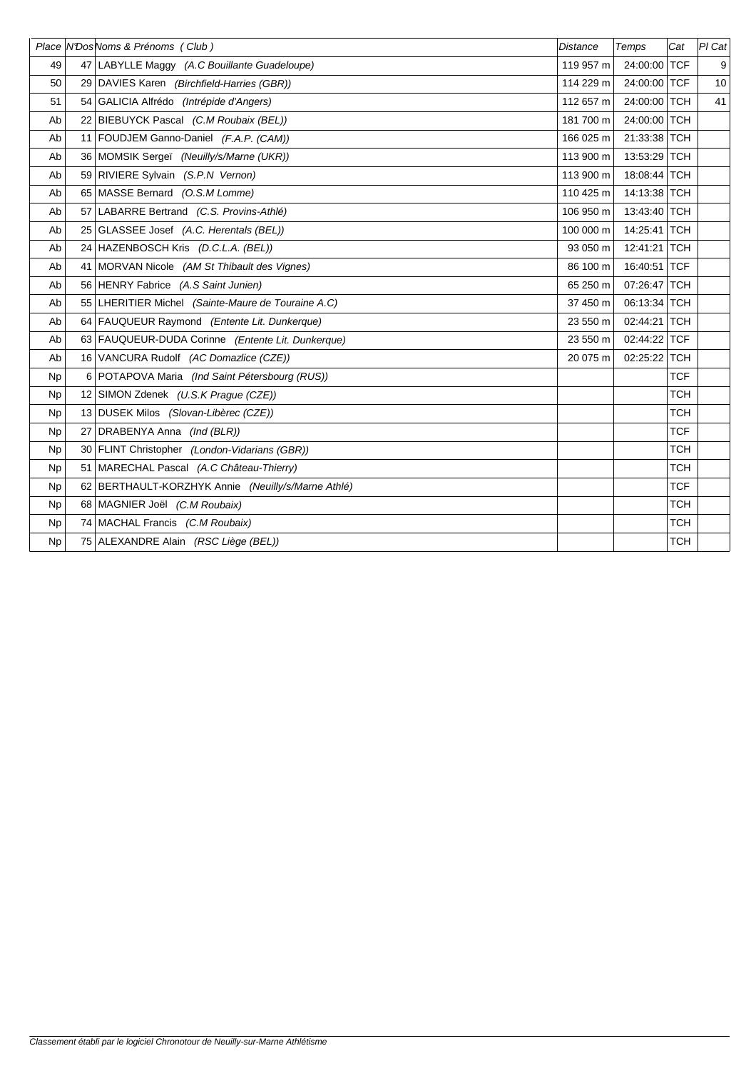| Place | N°Dos | Noms & Prénoms ( Club ) | Distance | Temps | Cat | Pl Cat |
|---|---|---|---|---|---|---|
| 49 | 47 | LABYLLE Maggy *(A.C Bouillante Guadeloupe)* | 119 957 m | 24:00:00 | TCF | 9 |
| 50 | 29 | DAVIES Karen *(Birchfield-Harries (GBR))* | 114 229 m | 24:00:00 | TCF | 10 |
| 51 | 54 | GALICIA Alfrédo *(Intrépide d'Angers)* | 112 657 m | 24:00:00 | TCH | 41 |
| Ab | 22 | BIEBUYCK Pascal *(C.M Roubaix (BEL))* | 181 700 m | 24:00:00 | TCH | |
| Ab | 11 | FOUDJEM Ganno-Daniel *(F.A.P. (CAM))* | 166 025 m | 21:33:38 | TCH | |
| Ab | 36 | MOMSIK Sergeï *(Neuilly/s/Marne (UKR))* | 113 900 m | 13:53:29 | TCH | |
| Ab | 59 | RIVIERE Sylvain *(S.P.N Vernon)* | 113 900 m | 18:08:44 | TCH | |
| Ab | 65 | MASSE Bernard *(O.S.M Lomme)* | 110 425 m | 14:13:38 | TCH | |
| Ab | 57 | LABARRE Bertrand *(C.S. Provins-Athlé)* | 106 950 m | 13:43:40 | TCH | |
| Ab | 25 | GLASSEE Josef *(A.C. Herentals (BEL))* | 100 000 m | 14:25:41 | TCH | |
| Ab | 24 | HAZENBOSCH Kris *(D.C.L.A. (BEL))* | 93 050 m | 12:41:21 | TCH | |
| Ab | 41 | MORVAN Nicole *(AM St Thibault des Vignes)* | 86 100 m | 16:40:51 | TCF | |
| Ab | 56 | HENRY Fabrice *(A.S Saint Junien)* | 65 250 m | 07:26:47 | TCH | |
| Ab | 55 | LHERITIER Michel *(Sainte-Maure de Touraine A.C)* | 37 450 m | 06:13:34 | TCH | |
| Ab | 64 | FAUQUEUR Raymond *(Entente Lit. Dunkerque)* | 23 550 m | 02:44:21 | TCH | |
| Ab | 63 | FAUQUEUR-DUDA Corinne *(Entente Lit. Dunkerque)* | 23 550 m | 02:44:22 | TCF | |
| Ab | 16 | VANCURA Rudolf *(AC Domazlice (CZE))* | 20 075 m | 02:25:22 | TCH | |
| Np | 6 | POTAPOVA Maria *(Ind Saint Pétersbourg (RUS))* | | | TCF | |
| Np | 12 | SIMON Zdenek *(U.S.K Prague (CZE))* | | | TCH | |
| Np | 13 | DUSEK Milos *(Slovan-Libèrec (CZE))* | | | TCH | |
| Np | 27 | DRABENYA Anna *(Ind (BLR))* | | | TCF | |
| Np | 30 | FLINT Christopher *(London-Vidarians (GBR))* | | | TCH | |
| Np | 51 | MARECHAL Pascal *(A.C Château-Thierry)* | | | TCH | |
| Np | 62 | BERTHAULT-KORZHYK Annie *(Neuilly/s/Marne Athlé)* | | | TCF | |
| Np | 68 | MAGNIER Joël *(C.M Roubaix)* | | | TCH | |
| Np | 74 | MACHAL Francis *(C.M Roubaix)* | | | TCH | |
| Np | 75 | ALEXANDRE Alain *(RSC Liège (BEL))* | | | TCH | |

*Classement établi par le logiciel Chronotour de Neuilly-sur-Marne Athlétisme*